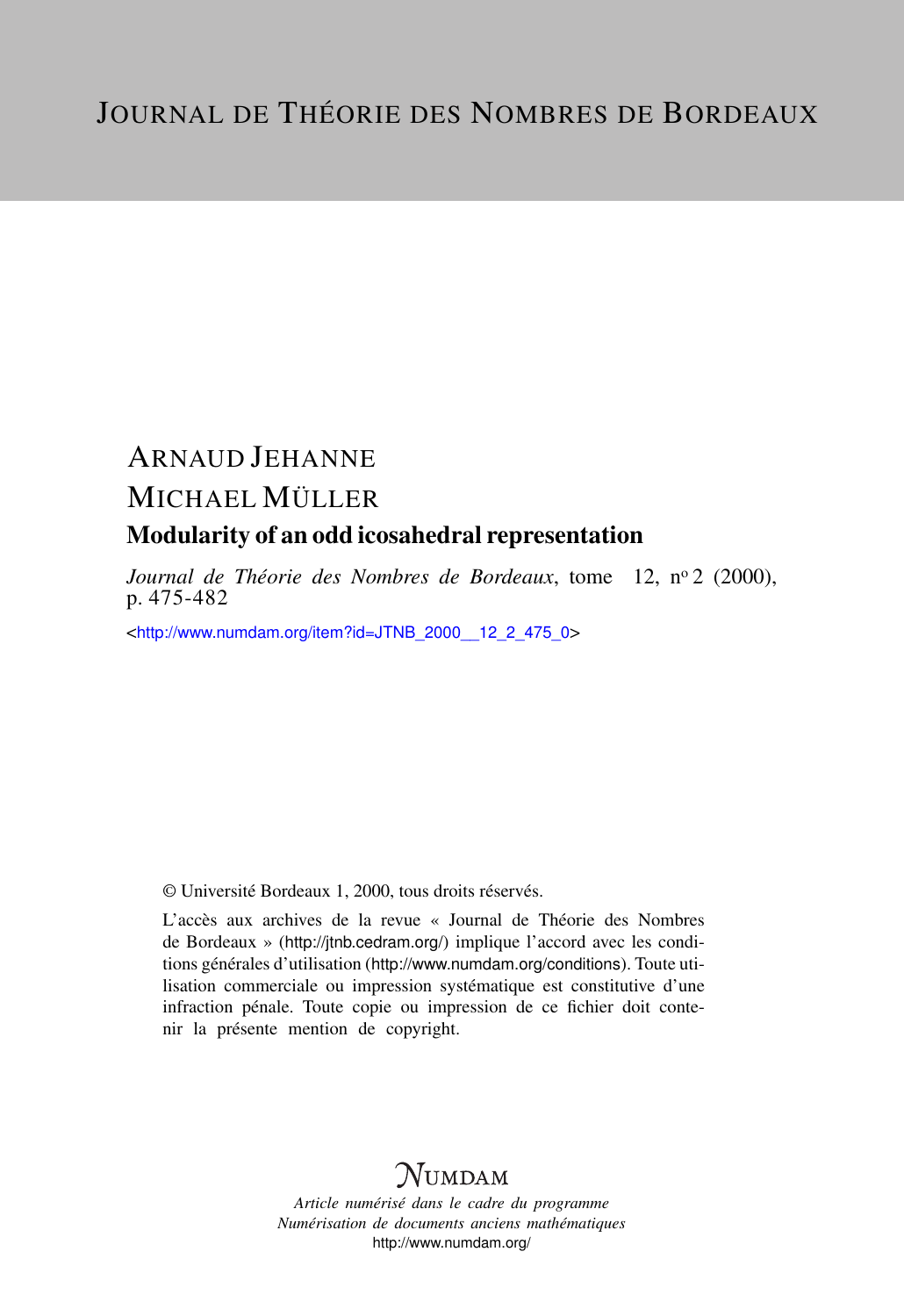# JOURNAL DE THÉORIE DES NOMBRES DE BORDEAUX

ARNAUD JEHANNE

MICHAEL MÜLLER

## Modularity of an odd icosahedral representation

*Journal de Théorie des Nombres de Bordeaux*, tome 12, nº 2 (2000), p. 475-482

<http://www.numdam.org/item?id=JTNB_2000__12_2_475_0>

© Université Bordeaux 1, 2000, tous droits réservés.

L'accès aux archives de la revue « Journal de Théorie des Nombres de Bordeaux » (http://jtnb.cedram.org/) implique l'accord avec les conditions générales d'utilisation (http://www.numdam.org/conditions). Toute utilisation commerciale ou impression systématique est constitutive d'une infraction pénale. Toute copie ou impression de ce fichier doit contenir la présente mention de copyright.

NUMDAM

*Article numérisé dans le cadre du programme*
*Numérisation de documents anciens mathématiques*
http://www.numdam.org/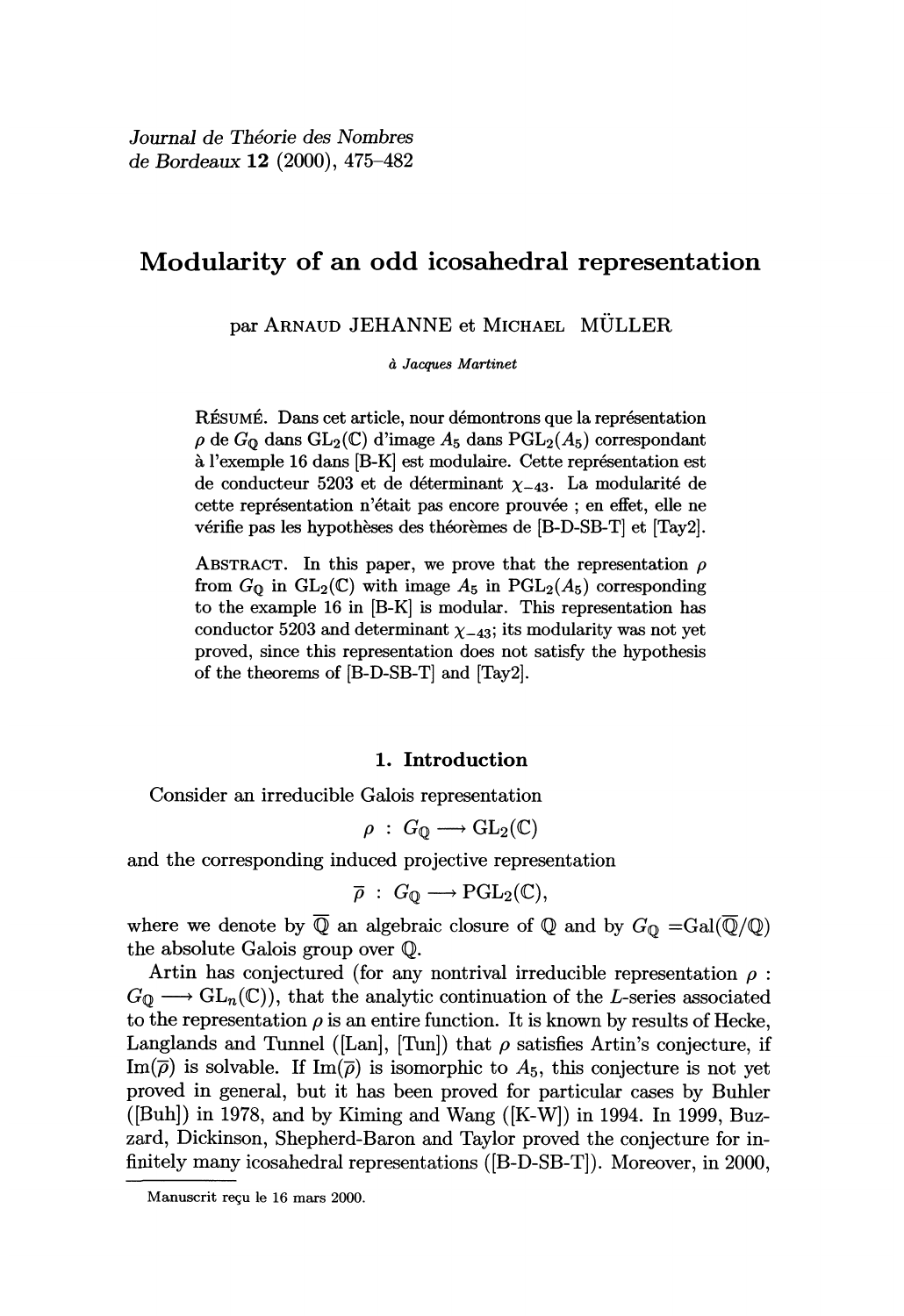Journal de Théorie des Nombres
de Bordeaux 12 (2000), 475–482

# Modularity of an odd icosahedral representation

par Arnaud JEHANNE et Michael MÜLLER

*à Jacques Martinet*

Résumé. Dans cet article, nour démontrons que la représentation $\rho$ de $G_{\mathbb{Q}}$ dans $\mathrm{GL}_2(\mathbb{C})$ d'image $A_5$ dans $\mathrm{PGL}_2(A_5)$ correspondant à l'exemple 16 dans [B-K] est modulaire. Cette représentation est de conducteur 5203 et de déterminant $\chi_{-43}$. La modularité de cette représentation n'était pas encore prouvée ; en effet, elle ne vérifie pas les hypothèses des théorèmes de [B-D-SB-T] et [Tay2].

Abstract. In this paper, we prove that the representation $\rho$ from $G_{\mathbb{Q}}$ in $\mathrm{GL}_2(\mathbb{C})$ with image $A_5$ in $\mathrm{PGL}_2(A_5)$ corresponding to the example 16 in [B-K] is modular. This representation has conductor 5203 and determinant $\chi_{-43}$; its modularity was not yet proved, since this representation does not satisfy the hypothesis of the theorems of [B-D-SB-T] and [Tay2].

## 1. Introduction

Consider an irreducible Galois representation

$$\rho : G_{\mathbb{Q}} \longrightarrow \mathrm{GL}_2(\mathbb{C})$$

and the corresponding induced projective representation

$$\overline{\rho} : G_{\mathbb{Q}} \longrightarrow \mathrm{PGL}_2(\mathbb{C}),$$

where we denote by $\overline{\mathbb{Q}}$ an algebraic closure of $\mathbb{Q}$ and by $G_{\mathbb{Q}} = \mathrm{Gal}(\overline{\mathbb{Q}}/\mathbb{Q})$ the absolute Galois group over $\mathbb{Q}$.

Artin has conjectured (for any nontrival irreducible representation $\rho : G_{\mathbb{Q}} \longrightarrow \mathrm{GL}_n(\mathbb{C})$), that the analytic continuation of the $L$-series associated to the representation $\rho$ is an entire function. It is known by results of Hecke, Langlands and Tunnel ([Lan], [Tun]) that $\rho$ satisfies Artin's conjecture, if $\mathrm{Im}(\overline{\rho})$ is solvable. If $\mathrm{Im}(\overline{\rho})$ is isomorphic to $A_5$, this conjecture is not yet proved in general, but it has been proved for particular cases by Buhler ([Buh]) in 1978, and by Kiming and Wang ([K-W]) in 1994. In 1999, Buzzard, Dickinson, Shepherd-Baron and Taylor proved the conjecture for infinitely many icosahedral representations ([B-D-SB-T]). Moreover, in 2000,

Manuscrit reçu le 16 mars 2000.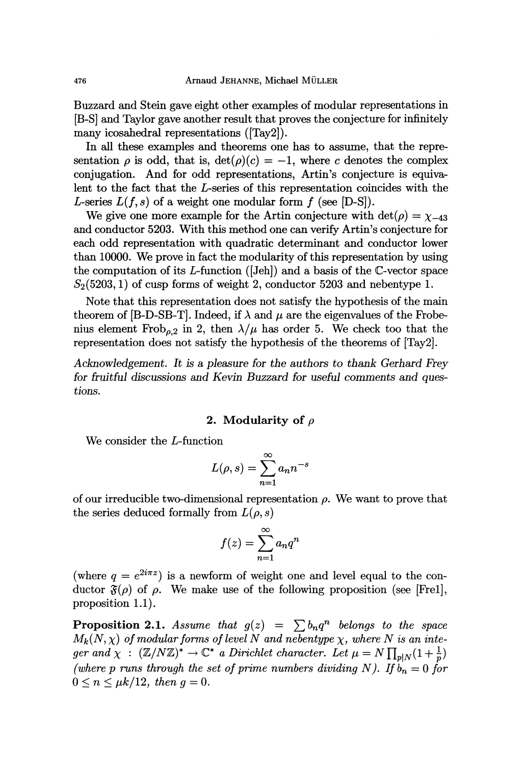Buzzard and Stein gave eight other examples of modular representations in [B-S] and Taylor gave another result that proves the conjecture for infinitely many icosahedral representations ([Tay2]).

In all these examples and theorems one has to assume, that the representation $\rho$ is odd, that is, $\det(\rho)(c) = -1$, where $c$ denotes the complex conjugation. And for odd representations, Artin's conjecture is equivalent to the fact that the $L$-series of this representation coincides with the $L$-series $L(f, s)$ of a weight one modular form $f$ (see [D-S]).

We give one more example for the Artin conjecture with $\det(\rho) = \chi_{-43}$ and conductor 5203. With this method one can verify Artin's conjecture for each odd representation with quadratic determinant and conductor lower than 10000. We prove in fact the modularity of this representation by using the computation of its $L$-function ([Jeh]) and a basis of the $\mathbb{C}$-vector space $S_2(5203, 1)$ of cusp forms of weight 2, conductor 5203 and nebentype 1.

Note that this representation does not satisfy the hypothesis of the main theorem of [B-D-SB-T]. Indeed, if $\lambda$ and $\mu$ are the eigenvalues of the Frobenius element $\mathrm{Frob}_{\rho,2}$ in 2, then $\lambda/\mu$ has order 5. We check too that the representation does not satisfy the hypothesis of the theorems of [Tay2].

*Acknowledgement. It is a pleasure for the authors to thank Gerhard Frey for fruitful discussions and Kevin Buzzard for useful comments and questions.*

## 2. Modularity of $\rho$

We consider the $L$-function

$$L(\rho, s) = \sum_{n=1}^{\infty} a_n n^{-s}$$

of our irreducible two-dimensional representation $\rho$. We want to prove that the series deduced formally from $L(\rho, s)$

$$f(z) = \sum_{n=1}^{\infty} a_n q^n$$

(where $q = e^{2i\pi z}$) is a newform of weight one and level equal to the conductor $\mathfrak{F}(\rho)$ of $\rho$. We make use of the following proposition (see [Fre1], proposition 1.1).

**Proposition 2.1.** *Assume that $g(z) = \sum b_n q^n$ belongs to the space $M_k(N, \chi)$ of modular forms of level $N$ and nebentype $\chi$, where $N$ is an integer and $\chi : (\mathbb{Z}/N\mathbb{Z})^* \to \mathbb{C}^*$ a Dirichlet character. Let $\mu = N \prod_{p|N}(1 + \frac{1}{p})$ (where $p$ runs through the set of prime numbers dividing $N$). If $b_n = 0$ for $0 \leq n \leq \mu k/12$, then $g = 0$.*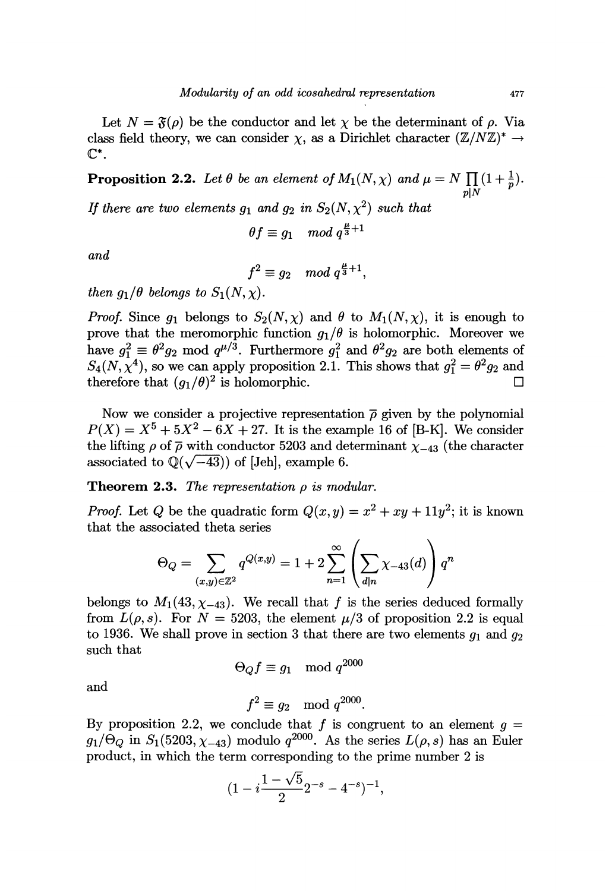Let $N = \mathfrak{F}(\rho)$ be the conductor and let $\chi$ be the determinant of $\rho$. Via class field theory, we can consider $\chi$, as a Dirichlet character $(\mathbb{Z}/N\mathbb{Z})^* \to \mathbb{C}^*$.

**Proposition 2.2.** *Let $\theta$ be an element of $M_1(N, \chi)$ and $\mu = N \prod_{p|N} (1 + \frac{1}{p})$. If there are two elements $g_1$ and $g_2$ in $S_2(N, \chi^2)$ such that*

$$\theta f \equiv g_1 \quad \text{mod } q^{\frac{\mu}{3}+1}$$

*and*

$$f^2 \equiv g_2 \quad \text{mod } q^{\frac{\mu}{3}+1},$$

*then $g_1/\theta$ belongs to $S_1(N, \chi)$.*

*Proof.* Since $g_1$ belongs to $S_2(N, \chi)$ and $\theta$ to $M_1(N, \chi)$, it is enough to prove that the meromorphic function $g_1/\theta$ is holomorphic. Moreover we have $g_1^2 \equiv \theta^2 g_2$ mod $q^{\mu/3}$. Furthermore $g_1^2$ and $\theta^2 g_2$ are both elements of $S_4(N, \chi^4)$, so we can apply proposition 2.1. This shows that $g_1^2 = \theta^2 g_2$ and therefore that $(g_1/\theta)^2$ is holomorphic. $\square$

Now we consider a projective representation $\overline{\rho}$ given by the polynomial $P(X) = X^5 + 5X^2 - 6X + 27$. It is the example 16 of [B-K]. We consider the lifting $\rho$ of $\overline{\rho}$ with conductor 5203 and determinant $\chi_{-43}$ (the character associated to $\mathbb{Q}(\sqrt{-43})$) of [Jeh], example 6.

**Theorem 2.3.** *The representation $\rho$ is modular.*

*Proof.* Let $Q$ be the quadratic form $Q(x, y) = x^2 + xy + 11y^2$; it is known that the associated theta series

$$\Theta_Q = \sum_{(x,y)\in\mathbb{Z}^2} q^{Q(x,y)} = 1 + 2\sum_{n=1}^{\infty} \left( \sum_{d|n} \chi_{-43}(d) \right) q^n$$

belongs to $M_1(43, \chi_{-43})$. We recall that $f$ is the series deduced formally from $L(\rho, s)$. For $N = 5203$, the element $\mu/3$ of proposition 2.2 is equal to 1936. We shall prove in section 3 that there are two elements $g_1$ and $g_2$ such that

$$\Theta_Q f \equiv g_1 \quad \text{mod } q^{2000}$$

and

$$f^2 \equiv g_2 \quad \text{mod } q^{2000}.$$

By proposition 2.2, we conclude that $f$ is congruent to an element $g = g_1/\Theta_Q$ in $S_1(5203, \chi_{-43})$ modulo $q^{2000}$. As the series $L(\rho, s)$ has an Euler product, in which the term corresponding to the prime number 2 is

$$(1 - i\frac{1-\sqrt{5}}{2}2^{-s} - 4^{-s})^{-1},$$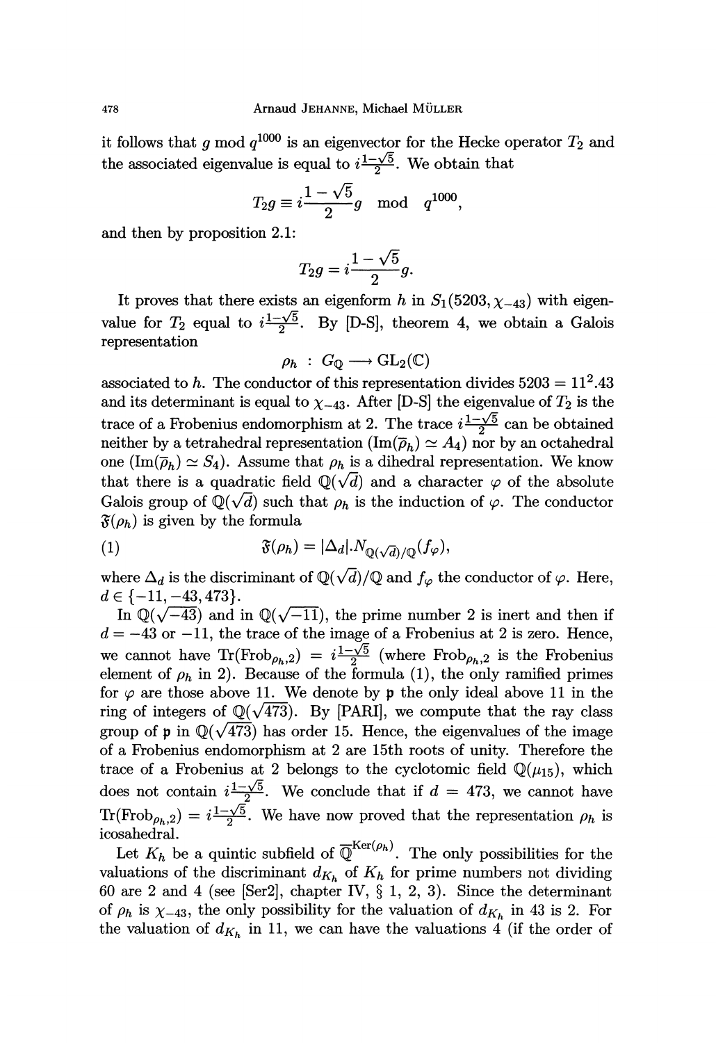it follows that $g \bmod q^{1000}$ is an eigenvector for the Hecke operator $T_2$ and the associated eigenvalue is equal to $i\frac{1-\sqrt{5}}{2}$. We obtain that

$$T_2 g \equiv i\frac{1-\sqrt{5}}{2} g \mod q^{1000},$$

and then by proposition 2.1:

$$T_2 g = i\frac{1-\sqrt{5}}{2} g.$$

It proves that there exists an eigenform $h$ in $S_1(5203, \chi_{-43})$ with eigenvalue for $T_2$ equal to $i\frac{1-\sqrt{5}}{2}$. By [D-S], theorem 4, we obtain a Galois representation

$$\rho_h : G_{\mathbb{Q}} \longrightarrow \mathrm{GL}_2(\mathbb{C})$$

associated to $h$. The conductor of this representation divides $5203 = 11^2.43$ and its determinant is equal to $\chi_{-43}$. After [D-S] the eigenvalue of $T_2$ is the trace of a Frobenius endomorphism at 2. The trace $i\frac{1-\sqrt{5}}{2}$ can be obtained neither by a tetrahedral representation ($\mathrm{Im}(\overline{\rho}_h) \simeq A_4$) nor by an octahedral one ($\mathrm{Im}(\overline{\rho}_h) \simeq S_4$). Assume that $\rho_h$ is a dihedral representation. We know that there is a quadratic field $\mathbb{Q}(\sqrt{d})$ and a character $\varphi$ of the absolute Galois group of $\mathbb{Q}(\sqrt{d})$ such that $\rho_h$ is the induction of $\varphi$. The conductor $\mathfrak{F}(\rho_h)$ is given by the formula

$$\mathfrak{F}(\rho_h) = |\Delta_d|.N_{\mathbb{Q}(\sqrt{d})/\mathbb{Q}}(f_\varphi), \tag{1}$$

where $\Delta_d$ is the discriminant of $\mathbb{Q}(\sqrt{d})/\mathbb{Q}$ and $f_\varphi$ the conductor of $\varphi$. Here, $d \in \{-11, -43, 473\}$.

In $\mathbb{Q}(\sqrt{-43})$ and in $\mathbb{Q}(\sqrt{-11})$, the prime number 2 is inert and then if $d = -43$ or $-11$, the trace of the image of a Frobenius at 2 is zero. Hence, we cannot have $\mathrm{Tr}(\mathrm{Frob}_{\rho_h,2}) = i\frac{1-\sqrt{5}}{2}$ (where $\mathrm{Frob}_{\rho_h,2}$ is the Frobenius element of $\rho_h$ in 2). Because of the formula (1), the only ramified primes for $\varphi$ are those above 11. We denote by $\mathfrak{p}$ the only ideal above 11 in the ring of integers of $\mathbb{Q}(\sqrt{473})$. By [PARI], we compute that the ray class group of $\mathfrak{p}$ in $\mathbb{Q}(\sqrt{473})$ has order 15. Hence, the eigenvalues of the image of a Frobenius endomorphism at 2 are 15th roots of unity. Therefore the trace of a Frobenius at 2 belongs to the cyclotomic field $\mathbb{Q}(\mu_{15})$, which does not contain $i\frac{1-\sqrt{5}}{2}$. We conclude that if $d = 473$, we cannot have $\mathrm{Tr}(\mathrm{Frob}_{\rho_h,2}) = i\frac{1-\sqrt{5}}{2}$. We have now proved that the representation $\rho_h$ is icosahedral.

Let $K_h$ be a quintic subfield of $\overline{\mathbb{Q}}^{\mathrm{Ker}(\rho_h)}$. The only possibilities for the valuations of the discriminant $d_{K_h}$ of $K_h$ for prime numbers not dividing 60 are 2 and 4 (see [Ser2], chapter IV, § 1, 2, 3). Since the determinant of $\rho_h$ is $\chi_{-43}$, the only possibility for the valuation of $d_{K_h}$ in 43 is 2. For the valuation of $d_{K_h}$ in 11, we can have the valuations 4 (if the order of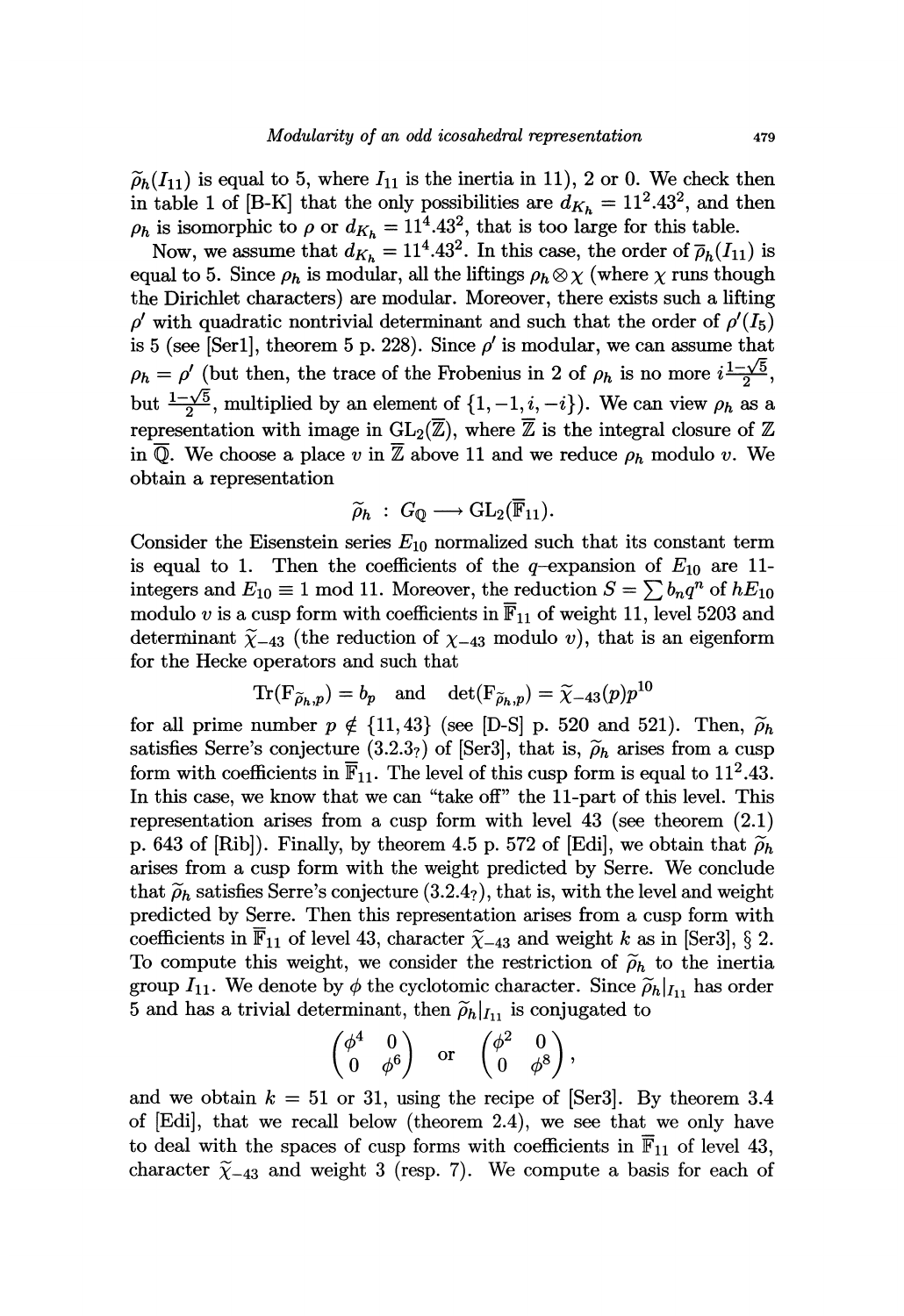$\widetilde{\rho}_h(I_{11})$ is equal to 5, where $I_{11}$ is the inertia in 11), 2 or 0. We check then in table 1 of [B-K] that the only possibilities are $d_{K_h} = 11^2.43^2$, and then $\rho_h$ is isomorphic to $\rho$ or $d_{K_h} = 11^4.43^2$, that is too large for this table.

Now, we assume that $d_{K_h} = 11^4.43^2$. In this case, the order of $\overline{\rho}_h(I_{11})$ is equal to 5. Since $\rho_h$ is modular, all the liftings $\rho_h \otimes \chi$ (where $\chi$ runs though the Dirichlet characters) are modular. Moreover, there exists such a lifting $\rho'$ with quadratic nontrivial determinant and such that the order of $\rho'(I_5)$ is 5 (see [Ser1], theorem 5 p. 228). Since $\rho'$ is modular, we can assume that $\rho_h = \rho'$ (but then, the trace of the Frobenius in 2 of $\rho_h$ is no more $i\frac{1-\sqrt{5}}{2}$, but $\frac{1-\sqrt{5}}{2}$, multiplied by an element of $\{1, -1, i, -i\}$). We can view $\rho_h$ as a representation with image in $\mathrm{GL}_2(\overline{\mathbb{Z}})$, where $\overline{\mathbb{Z}}$ is the integral closure of $\mathbb{Z}$ in $\overline{\mathbb{Q}}$. We choose a place $v$ in $\overline{\mathbb{Z}}$ above 11 and we reduce $\rho_h$ modulo $v$. We obtain a representation

$$\widetilde{\rho}_h \; : \; G_{\mathbb{Q}} \longrightarrow \mathrm{GL}_2(\overline{\mathbb{F}}_{11}).$$

Consider the Eisenstein series $E_{10}$ normalized such that its constant term is equal to 1. Then the coefficients of the $q$-expansion of $E_{10}$ are 11-integers and $E_{10} \equiv 1 \bmod 11$. Moreover, the reduction $S = \sum b_n q^n$ of $hE_{10}$ modulo $v$ is a cusp form with coefficients in $\overline{\mathbb{F}}_{11}$ of weight 11, level 5203 and determinant $\widetilde{\chi}_{-43}$ (the reduction of $\chi_{-43}$ modulo $v$), that is an eigenform for the Hecke operators and such that

$$\mathrm{Tr}(\mathrm{F}_{\widetilde{\rho}_h,p}) = b_p \quad \text{and} \quad \det(\mathrm{F}_{\widetilde{\rho}_h,p}) = \widetilde{\chi}_{-43}(p)p^{10}$$

for all prime number $p \notin \{11, 43\}$ (see [D-S] p. 520 and 521). Then, $\widetilde{\rho}_h$ satisfies Serre's conjecture (3.2.3?) of [Ser3], that is, $\widetilde{\rho}_h$ arises from a cusp form with coefficients in $\overline{\mathbb{F}}_{11}$. The level of this cusp form is equal to $11^2.43$. In this case, we know that we can "take off" the 11-part of this level. This representation arises from a cusp form with level 43 (see theorem (2.1) p. 643 of [Rib]). Finally, by theorem 4.5 p. 572 of [Edi], we obtain that $\widetilde{\rho}_h$ arises from a cusp form with the weight predicted by Serre. We conclude that $\widetilde{\rho}_h$ satisfies Serre's conjecture (3.2.4?), that is, with the level and weight predicted by Serre. Then this representation arises from a cusp form with coefficients in $\overline{\mathbb{F}}_{11}$ of level 43, character $\widetilde{\chi}_{-43}$ and weight $k$ as in [Ser3], § 2. To compute this weight, we consider the restriction of $\widetilde{\rho}_h$ to the inertia group $I_{11}$. We denote by $\phi$ the cyclotomic character. Since $\widetilde{\rho}_h|_{I_{11}}$ has order 5 and has a trivial determinant, then $\widetilde{\rho}_h|_{I_{11}}$ is conjugated to

$$\begin{pmatrix} \phi^4 & 0 \\ 0 & \phi^6 \end{pmatrix} \quad \text{or} \quad \begin{pmatrix} \phi^2 & 0 \\ 0 & \phi^8 \end{pmatrix},$$

and we obtain $k = 51$ or 31, using the recipe of [Ser3]. By theorem 3.4 of [Edi], that we recall below (theorem 2.4), we see that we only have to deal with the spaces of cusp forms with coefficients in $\overline{\mathbb{F}}_{11}$ of level 43, character $\widetilde{\chi}_{-43}$ and weight 3 (resp. 7). We compute a basis for each of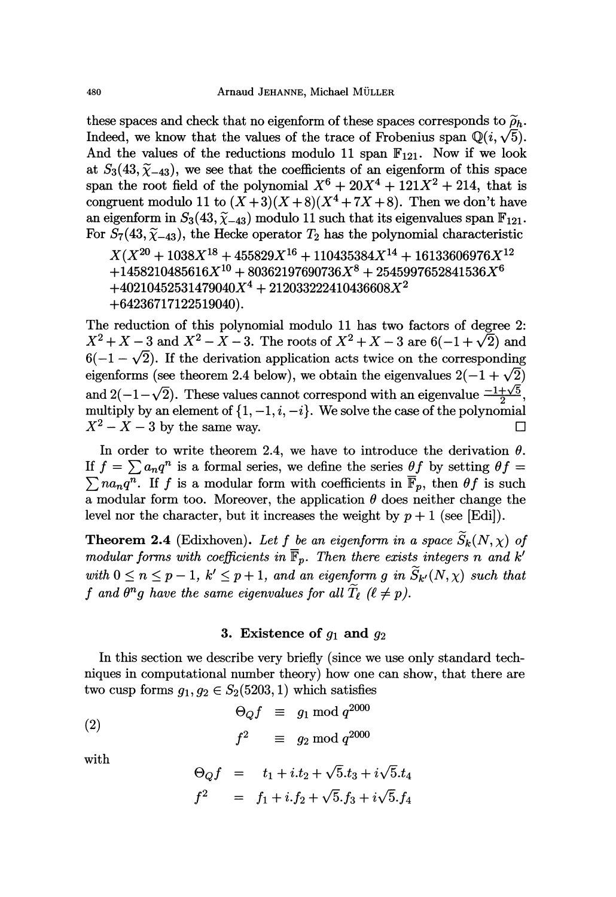these spaces and check that no eigenform of these spaces corresponds to $\widetilde{\rho}_h$. Indeed, we know that the values of the trace of Frobenius span $\mathbb{Q}(i, \sqrt{5})$. And the values of the reductions modulo 11 span $\mathbb{F}_{121}$. Now if we look at $S_3(43, \widetilde{\chi}_{-43})$, we see that the coefficients of an eigenform of this space span the root field of the polynomial $X^6 + 20X^4 + 121X^2 + 214$, that is congruent modulo 11 to $(X+3)(X+8)(X^4+7X+8)$. Then we don't have an eigenform in $S_3(43, \widetilde{\chi}_{-43})$ modulo 11 such that its eigenvalues span $\mathbb{F}_{121}$. For $S_7(43, \widetilde{\chi}_{-43})$, the Hecke operator $T_2$ has the polynomial characteristic

$$
\begin{aligned}
&X(X^{20} + 1038X^{18} + 455829X^{16} + 110435384X^{14} + 16133606976X^{12} \\
&+1458210485616X^{10} + 80362197690736X^8 + 2545997652841536X^6 \\
&+40210452531479040X^4 + 212033222410436608X^2 \\
&+64236717122519040).
\end{aligned}
$$

The reduction of this polynomial modulo 11 has two factors of degree 2: $X^2 + X - 3$ and $X^2 - X - 3$. The roots of $X^2 + X - 3$ are $6(-1+\sqrt{2})$ and $6(-1-\sqrt{2})$. If the derivation application acts twice on the corresponding eigenforms (see theorem 2.4 below), we obtain the eigenvalues $2(-1+\sqrt{2})$ and $2(-1-\sqrt{2})$. These values cannot correspond with an eigenvalue $\frac{-1+\sqrt{5}}{2}$, multiply by an element of $\{1, -1, i, -i\}$. We solve the case of the polynomial $X^2 - X - 3$ by the same way. $\square$

In order to write theorem 2.4, we have to introduce the derivation $\theta$. If $f = \sum a_n q^n$ is a formal series, we define the series $\theta f$ by setting $\theta f = \sum n a_n q^n$. If $f$ is a modular form with coefficients in $\overline{\mathbb{F}}_p$, then $\theta f$ is such a modular form too. Moreover, the application $\theta$ does neither change the level nor the character, but it increases the weight by $p+1$ (see [Edi]).

**Theorem 2.4** (Edixhoven). *Let $f$ be an eigenform in a space $\widetilde{S}_k(N, \chi)$ of modular forms with coefficients in $\overline{\mathbb{F}}_p$. Then there exists integers $n$ and $k'$ with $0 \leq n \leq p-1$, $k' \leq p+1$, and an eigenform $g$ in $\widetilde{S}_{k'}(N, \chi)$ such that $f$ and $\theta^n g$ have the same eigenvalues for all $\widetilde{T}_\ell$ ($\ell \neq p$).*

## 3. Existence of $g_1$ and $g_2$

In this section we describe very briefly (since we use only standard techniques in computational number theory) how one can show, that there are two cusp forms $g_1, g_2 \in S_2(5203, 1)$ which satisfies

$$
\begin{aligned}
\Theta_Q f &\equiv g_1 \bmod q^{2000} \\
f^2 &\equiv g_2 \bmod q^{2000}
\end{aligned} \tag{2}
$$

with

$$
\begin{aligned}
\Theta_Q f &= t_1 + i.t_2 + \sqrt{5}.t_3 + i\sqrt{5}.t_4 \\
f^2 &= f_1 + i.f_2 + \sqrt{5}.f_3 + i\sqrt{5}.f_4
\end{aligned}
$$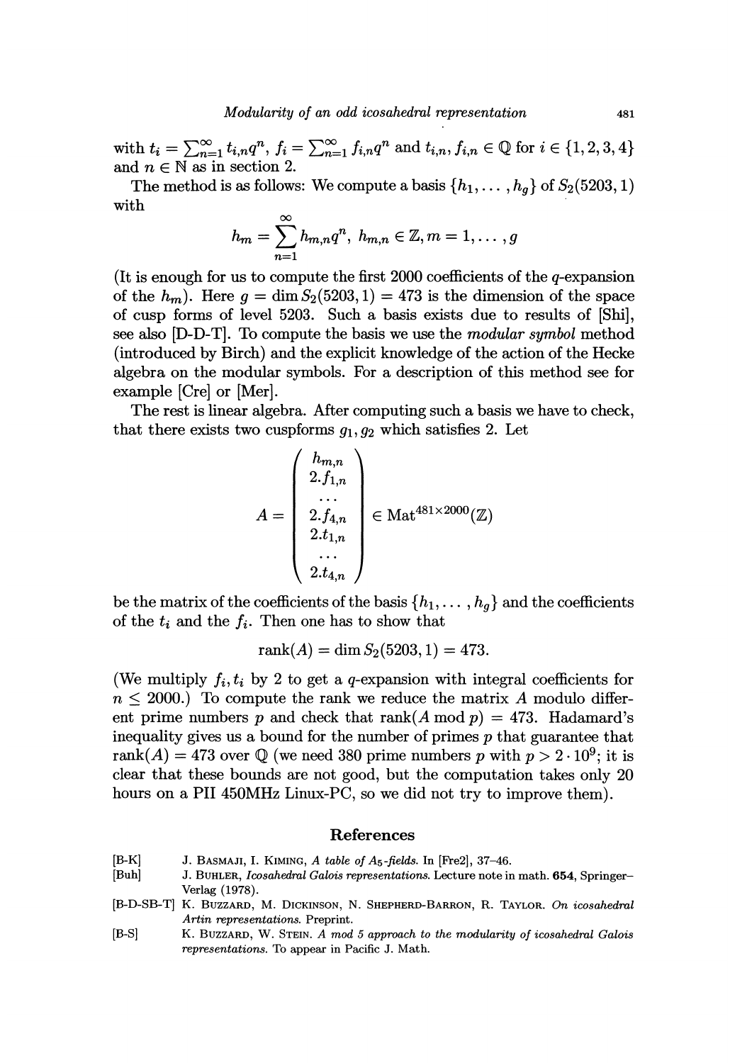with $t_i = \sum_{n=1}^{\infty} t_{i,n}q^n$, $f_i = \sum_{n=1}^{\infty} f_{i,n}q^n$ and $t_{i,n}, f_{i,n} \in \mathbb{Q}$ for $i \in \{1,2,3,4\}$ and $n \in \mathbb{N}$ as in section 2.

The method is as follows: We compute a basis $\{h_1, \dots, h_g\}$ of $S_2(5203, 1)$ with

$$h_m = \sum_{n=1}^{\infty} h_{m,n}q^n, \ h_{m,n} \in \mathbb{Z}, m = 1, \dots, g$$

(It is enough for us to compute the first 2000 coefficients of the $q$-expansion of the $h_m$). Here $g = \dim S_2(5203, 1) = 473$ is the dimension of the space of cusp forms of level 5203. Such a basis exists due to results of [Shi], see also [D-D-T]. To compute the basis we use the *modular symbol* method (introduced by Birch) and the explicit knowledge of the action of the Hecke algebra on the modular symbols. For a description of this method see for example [Cre] or [Mer].

The rest is linear algebra. After computing such a basis we have to check, that there exists two cuspforms $g_1, g_2$ which satisfies 2. Let

$$A = \begin{pmatrix} h_{m,n} \\ 2.f_{1,n} \\ \dots \\ 2.f_{4,n} \\ 2.t_{1,n} \\ \dots \\ 2.t_{4,n} \end{pmatrix} \in \mathrm{Mat}^{481 \times 2000}(\mathbb{Z})$$

be the matrix of the coefficients of the basis $\{h_1, \dots, h_g\}$ and the coefficients of the $t_i$ and the $f_i$. Then one has to show that

$$\mathrm{rank}(A) = \dim S_2(5203, 1) = 473.$$

(We multiply $f_i, t_i$ by 2 to get a $q$-expansion with integral coefficients for $n \leq 2000$.) To compute the rank we reduce the matrix $A$ modulo different prime numbers $p$ and check that $\mathrm{rank}(A \bmod p) = 473$. Hadamard's inequality gives us a bound for the number of primes $p$ that guarantee that $\mathrm{rank}(A) = 473$ over $\mathbb{Q}$ (we need 380 prime numbers $p$ with $p > 2 \cdot 10^9$; it is clear that these bounds are not good, but the computation takes only 20 hours on a PII 450MHz Linux-PC, so we did not try to improve them).

## References

[B-K] J. Basmaji, I. Kiming, *A table of $A_5$-fields*. In [Fre2], 37–46.

[Buh] J. Buhler, *Icosahedral Galois representations*. Lecture note in math. **654**, Springer–Verlag (1978).

[B-D-SB-T] K. Buzzard, M. Dickinson, N. Shepherd-Barron, R. Taylor. *On icosahedral Artin representations*. Preprint.

[B-S] K. Buzzard, W. Stein. *A mod 5 approach to the modularity of icosahedral Galois representations*. To appear in Pacific J. Math.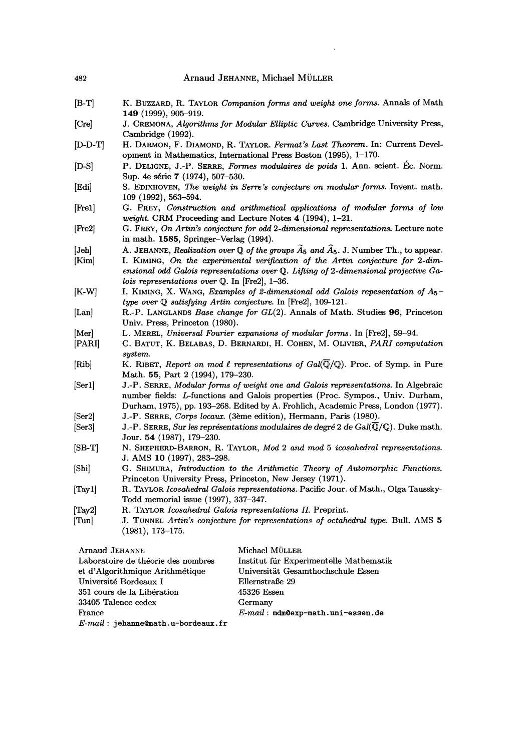[B-T] K. Buzzard, R. Taylor *Companion forms and weight one forms.* Annals of Math **149** (1999), 905–919.

[Cre] J. Cremona, *Algorithms for Modular Elliptic Curves.* Cambridge University Press, Cambridge (1992).

[D-D-T] H. Darmon, F. Diamond, R. Taylor. *Fermat's Last Theorem.* In: Current Development in Mathematics, International Press Boston (1995), 1–170.

[D-S] P. Deligne, J.-P. Serre, *Formes modulaires de poids* 1. Ann. scient. Éc. Norm. Sup. 4e série **7** (1974), 507–530.

[Edi] S. Edixhoven, *The weight in Serre's conjecture on modular forms.* Invent. math. 109 (1992), 563–594.

[Fre1] G. Frey, *Construction and arithmetical applications of modular forms of low weight.* CRM Proceeding and Lecture Notes **4** (1994), 1–21.

[Fre2] G. Frey, *On Artin's conjecture for odd 2-dimensional representations.* Lecture note in math. **1585**, Springer-Verlag (1994).

[Jeh] A. Jehanne, *Realization over* $\mathbb{Q}$ *of the groups* $\widetilde{A}_5$ *and* $\widehat{A}_5$. J. Number Th., to appear.

[Kim] I. Kiming, *On the experimental verification of the Artin conjecture for 2-dimensional odd Galois representations over* $\mathbb{Q}$. *Lifting of 2-dimensional projective Galois representations over* $\mathbb{Q}$. In [Fre2], 1–36.

[K-W] I. Kiming, X. Wang, *Examples of 2-dimensional odd Galois repesentation of* $A_5$*-type over* $\mathbb{Q}$ *satisfying Artin conjecture.* In [Fre2], 109-121.

[Lan] R.-P. Langlands *Base change for GL*(2). Annals of Math. Studies **96**, Princeton Univ. Press, Princeton (1980).

[Mer] L. Merel, *Universal Fourier expansions of modular forms.* In [Fre2], 59–94.

[PARI] C. Batut, K. Belabas, D. Bernardi, H. Cohen, M. Olivier, *PARI computation system.*

[Rib] K. Ribet, *Report on mod* $\ell$ *representations of* $Gal(\overline{\mathbb{Q}}/\mathbb{Q})$. Proc. of Symp. in Pure Math. **55**, Part 2 (1994), 179–230.

[Ser1] J.-P. Serre, *Modular forms of weight one and Galois representations.* In Algebraic number fields: *L*-functions and Galois properties (Proc. Sympos., Univ. Durham, Durham, 1975), pp. 193–268. Edited by A. Frohlich, Academic Press, London (1977).

[Ser2] J.-P. Serre, *Corps locaux.* (3ème edition), Hermann, Paris (1980).

[Ser3] J.-P. Serre, *Sur les représentations modulaires de degré 2 de* $Gal(\overline{\mathbb{Q}}/\mathbb{Q})$. Duke math. Jour. **54** (1987), 179–230.

[SB-T] N. Shepherd-Barron, R. Taylor, *Mod 2 and mod 5 icosahedral representations.* J. AMS **10** (1997), 283–298.

[Shi] G. Shimura, *Introduction to the Arithmetic Theory of Automorphic Functions.* Princeton University Press, Princeton, New Jersey (1971).

[Tay1] R. Taylor *Icosahedral Galois representations.* Pacific Jour. of Math., Olga Taussky-Todd memorial issue (1997), 337–347.

[Tay2] R. Taylor *Icosahedral Galois representations II.* Preprint.

[Tun] J. Tunnel *Artin's conjecture for representations of octahedral type.* Bull. AMS **5** (1981), 173–175.

Arnaud Jehanne
Laboratoire de théorie des nombres
et d'Algorithmique Arithmétique
Université Bordeaux I
351 cours de la Libération
33405 Talence cedex
France
*E-mail* : jehanne@math.u-bordeaux.fr

Michael Müller
Institut für Experimentelle Mathematik
Universität Gesamthochschule Essen
Ellernstraße 29
45326 Essen
Germany
*E-mail* : mdm@exp-math.uni-essen.de